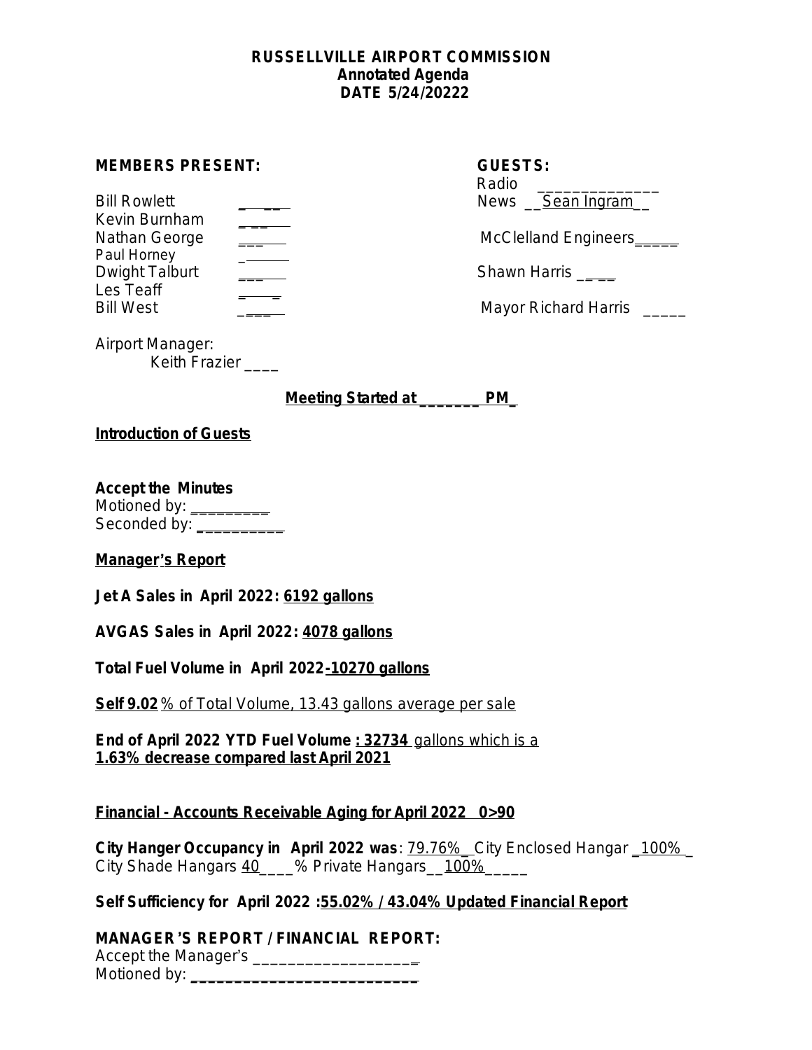**RUSSELLVILLE AIRPORT COMMISSION**
**Annotated Agenda**
**DATE 5/24/20222**

**MEMBERS PRESENT:**

Bill Rowlett _____
Kevin Burnham _____
Nathan George _____
Paul Horney _____
Dwight Talburt _____
Les Teaff _____
Bill West _____

**GUESTS:**

Radio ______________
News __Sean Ingram__

McClelland Engineers_____

Shawn Harris _____

Mayor Richard Harris _____

Airport Manager:
Keith Frazier ____

**Meeting Started at _______ PM_**

**Introduction of Guests**

**Accept the Minutes**
Motioned by: _________
Seconded by: __________

**Manager's Report**

**Jet A Sales in April 2022: 6192 gallons**

**AVGAS Sales in April 2022: 4078 gallons**

**Total Fuel Volume in April 2022-10270 gallons**

**Self 9.02** % of Total Volume, 13.43 gallons average per sale

**End of April 2022 YTD Fuel Volume : 32734** gallons which is a **1.63% decrease compared last April 2021**

**Financial - Accounts Receivable Aging for April 2022 0>90**

**City Hanger Occupancy in April 2022 was**: 79.76%_ City Enclosed Hangar _100%_
City Shade Hangars 40____% Private Hangars__100%_____

**Self Sufficiency for April 2022 :55.02% / 43.04% Updated Financial Report**

**MANAGER'S REPORT / FINANCIAL REPORT:**
Accept the Manager's ___________________
Motioned by: __________________________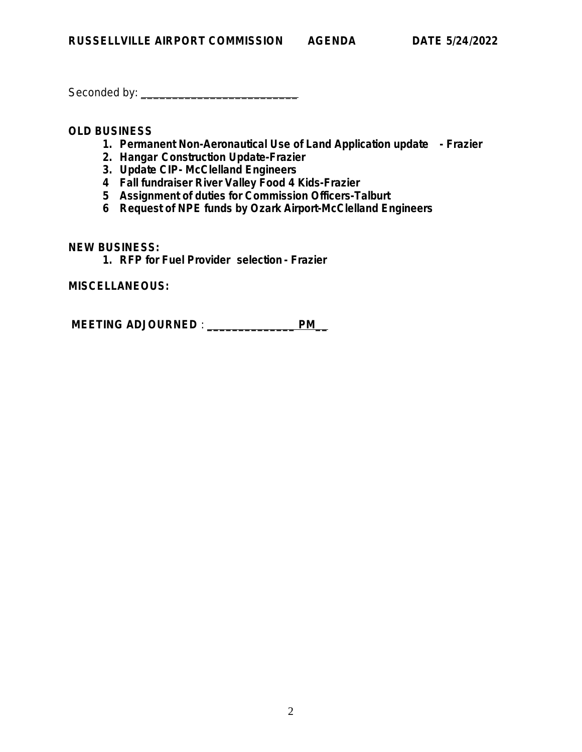Seconded by: ________________________

**OLD BUSINESS**

1. **Permanent Non-Aeronautical Use of Land Application update - Frazier**
2. **Hangar Construction Update-Frazier**
3. **Update CIP- McClelland Engineers**
4. **Fall fundraiser River Valley Food 4 Kids-Frazier**
5. **Assignment of duties for Commission Officers-Talburt**
6. **Request of NPE funds by Ozark Airport-McClelland Engineers**

**NEW BUSINESS:**

1. **RFP for Fuel Provider selection - Frazier**

**MISCELLANEOUS:**

**MEETING ADJOURNED** : **______________PM__**